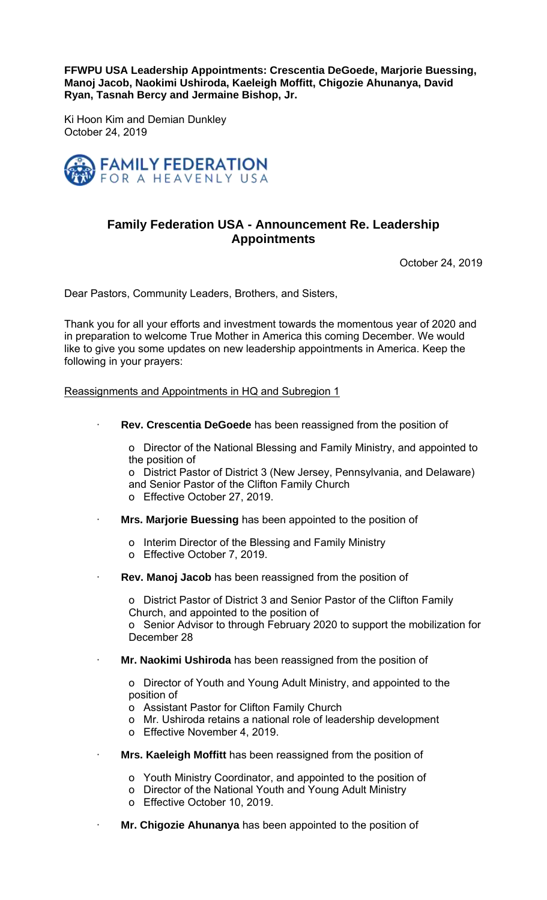**FFWPU USA Leadership Appointments: Crescentia DeGoede, Marjorie Buessing, Manoj Jacob, Naokimi Ushiroda, Kaeleigh Moffitt, Chigozie Ahunanya, David Ryan, Tasnah Bercy and Jermaine Bishop, Jr.**

Ki Hoon Kim and Demian Dunkley
October 24, 2019

FAMILY FEDERATION FOR A HEAVENLY USA

## Family Federation USA - Announcement Re. Leadership Appointments

October 24, 2019

Dear Pastors, Community Leaders, Brothers, and Sisters,

Thank you for all your efforts and investment towards the momentous year of 2020 and in preparation to welcome True Mother in America this coming December. We would like to give you some updates on new leadership appointments in America. Keep the following in your prayers:

Reassignments and Appointments in HQ and Subregion 1

- **Rev. Crescentia DeGoede** has been reassigned from the position of
  - Director of the National Blessing and Family Ministry, and appointed to the position of
  - District Pastor of District 3 (New Jersey, Pennsylvania, and Delaware) and Senior Pastor of the Clifton Family Church
  - Effective October 27, 2019.
- **Mrs. Marjorie Buessing** has been appointed to the position of
  - Interim Director of the Blessing and Family Ministry
  - Effective October 7, 2019.
- **Rev. Manoj Jacob** has been reassigned from the position of
  - District Pastor of District 3 and Senior Pastor of the Clifton Family Church, and appointed to the position of
  - Senior Advisor to through February 2020 to support the mobilization for December 28
- **Mr. Naokimi Ushiroda** has been reassigned from the position of
  - Director of Youth and Young Adult Ministry, and appointed to the position of
  - Assistant Pastor for Clifton Family Church
  - Mr. Ushiroda retains a national role of leadership development
  - Effective November 4, 2019.
- **Mrs. Kaeleigh Moffitt** has been reassigned from the position of
  - Youth Ministry Coordinator, and appointed to the position of
  - Director of the National Youth and Young Adult Ministry
  - Effective October 10, 2019.
- **Mr. Chigozie Ahunanya** has been appointed to the position of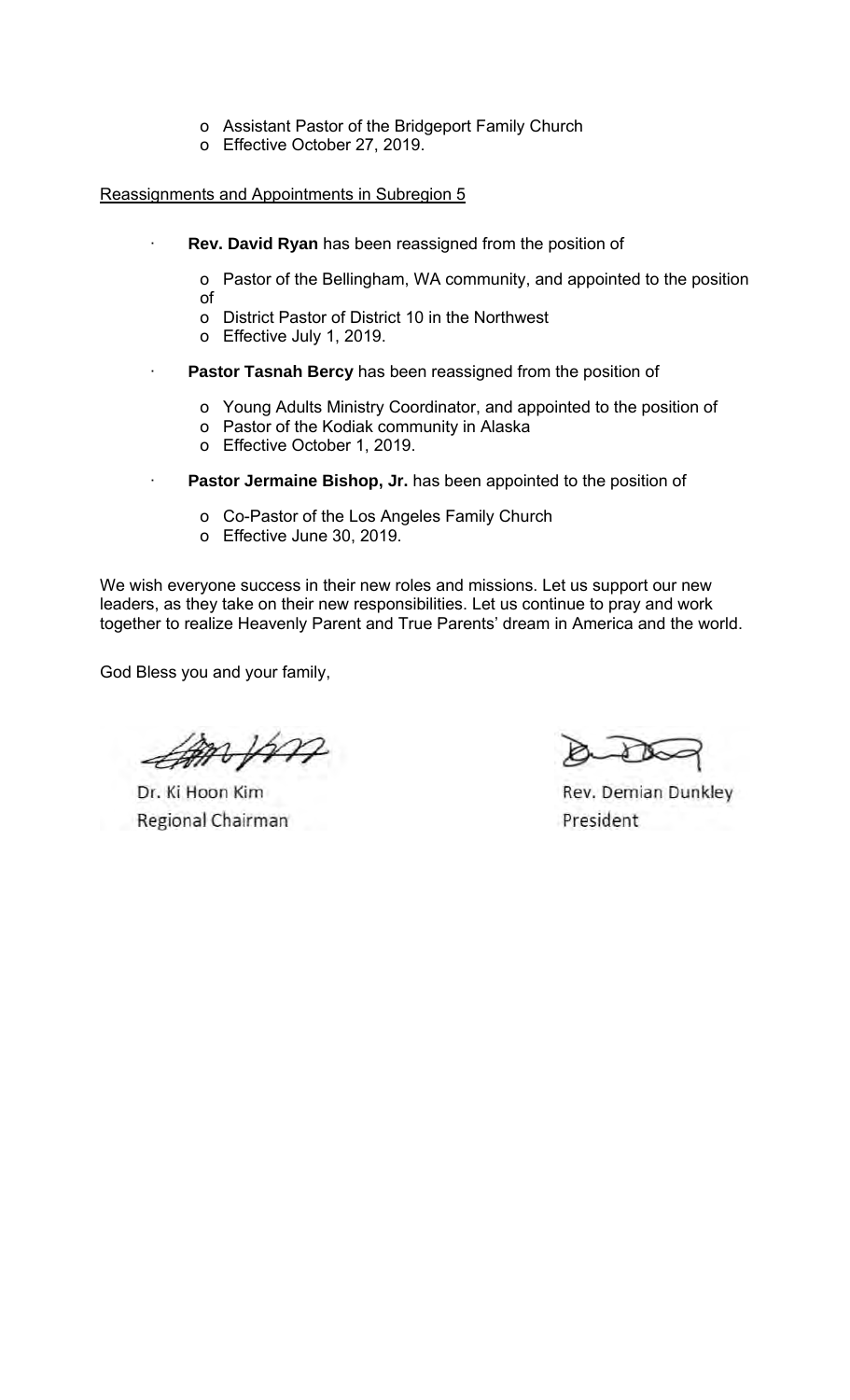- Assistant Pastor of the Bridgeport Family Church
- Effective October 27, 2019.

Reassignments and Appointments in Subregion 5

- **Rev. David Ryan** has been reassigned from the position of
  - Pastor of the Bellingham, WA community, and appointed to the position of
  - District Pastor of District 10 in the Northwest
  - Effective July 1, 2019.
- **Pastor Tasnah Bercy** has been reassigned from the position of
  - Young Adults Ministry Coordinator, and appointed to the position of
  - Pastor of the Kodiak community in Alaska
  - Effective October 1, 2019.
- **Pastor Jermaine Bishop, Jr.** has been appointed to the position of
  - Co-Pastor of the Los Angeles Family Church
  - Effective June 30, 2019.

We wish everyone success in their new roles and missions. Let us support our new leaders, as they take on their new responsibilities. Let us continue to pray and work together to realize Heavenly Parent and True Parents' dream in America and the world.

God Bless you and your family,

Dr. Ki Hoon Kim
Regional Chairman

Rev. Demian Dunkley
President